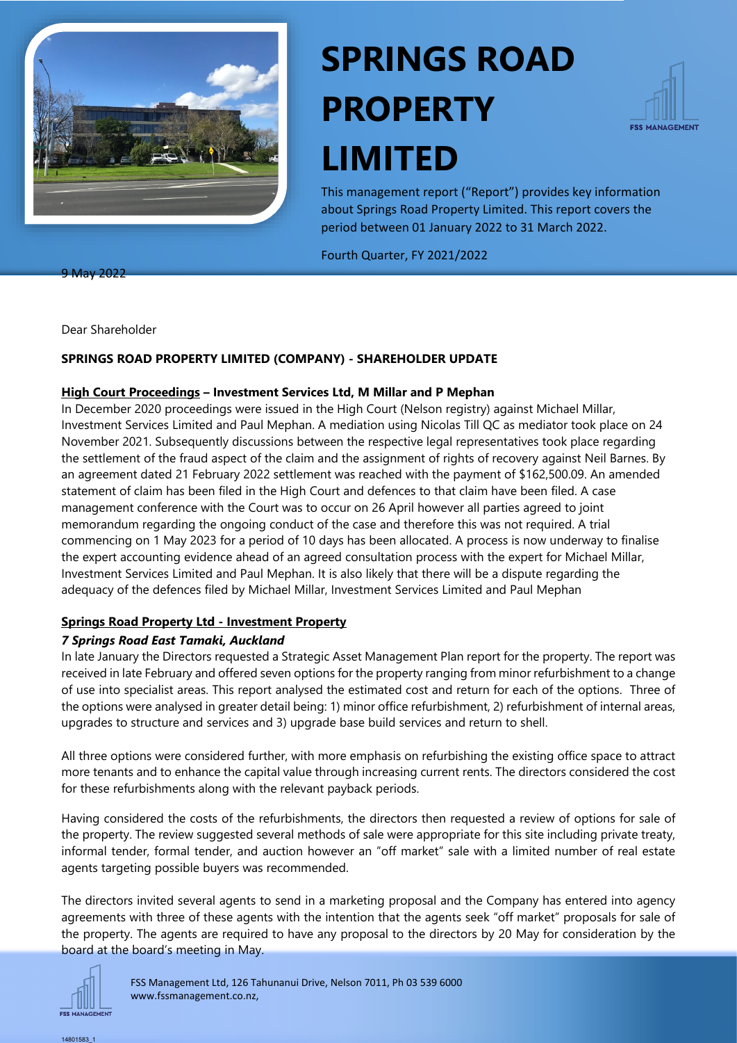# SPRINGS ROAD PROPERTY LIMITED

This management report ("Report") provides key information about Springs Road Property Limited. This report covers the period between 01 January 2022 to 31 March 2022.

Fourth Quarter, FY 2021/2022

9 May 2022

Dear Shareholder

**SPRINGS ROAD PROPERTY LIMITED (COMPANY) - SHAREHOLDER UPDATE**

**High Court Proceedings – Investment Services Ltd, M Millar and P Mephan**

In December 2020 proceedings were issued in the High Court (Nelson registry) against Michael Millar, Investment Services Limited and Paul Mephan. A mediation using Nicolas Till QC as mediator took place on 24 November 2021. Subsequently discussions between the respective legal representatives took place regarding the settlement of the fraud aspect of the claim and the assignment of rights of recovery against Neil Barnes. By an agreement dated 21 February 2022 settlement was reached with the payment of $162,500.09. An amended statement of claim has been filed in the High Court and defences to that claim have been filed. A case management conference with the Court was to occur on 26 April however all parties agreed to joint memorandum regarding the ongoing conduct of the case and therefore this was not required. A trial commencing on 1 May 2023 for a period of 10 days has been allocated. A process is now underway to finalise the expert accounting evidence ahead of an agreed consultation process with the expert for Michael Millar, Investment Services Limited and Paul Mephan. It is also likely that there will be a dispute regarding the adequacy of the defences filed by Michael Millar, Investment Services Limited and Paul Mephan

**Springs Road Property Ltd - Investment Property**

***7 Springs Road East Tamaki, Auckland***

In late January the Directors requested a Strategic Asset Management Plan report for the property. The report was received in late February and offered seven options for the property ranging from minor refurbishment to a change of use into specialist areas. This report analysed the estimated cost and return for each of the options. Three of the options were analysed in greater detail being: 1) minor office refurbishment, 2) refurbishment of internal areas, upgrades to structure and services and 3) upgrade base build services and return to shell.

All three options were considered further, with more emphasis on refurbishing the existing office space to attract more tenants and to enhance the capital value through increasing current rents. The directors considered the cost for these refurbishments along with the relevant payback periods.

Having considered the costs of the refurbishments, the directors then requested a review of options for sale of the property. The review suggested several methods of sale were appropriate for this site including private treaty, informal tender, formal tender, and auction however an "off market" sale with a limited number of real estate agents targeting possible buyers was recommended.

The directors invited several agents to send in a marketing proposal and the Company has entered into agency agreements with three of these agents with the intention that the agents seek "off market" proposals for sale of the property. The agents are required to have any proposal to the directors by 20 May for consideration by the board at the board's meeting in May.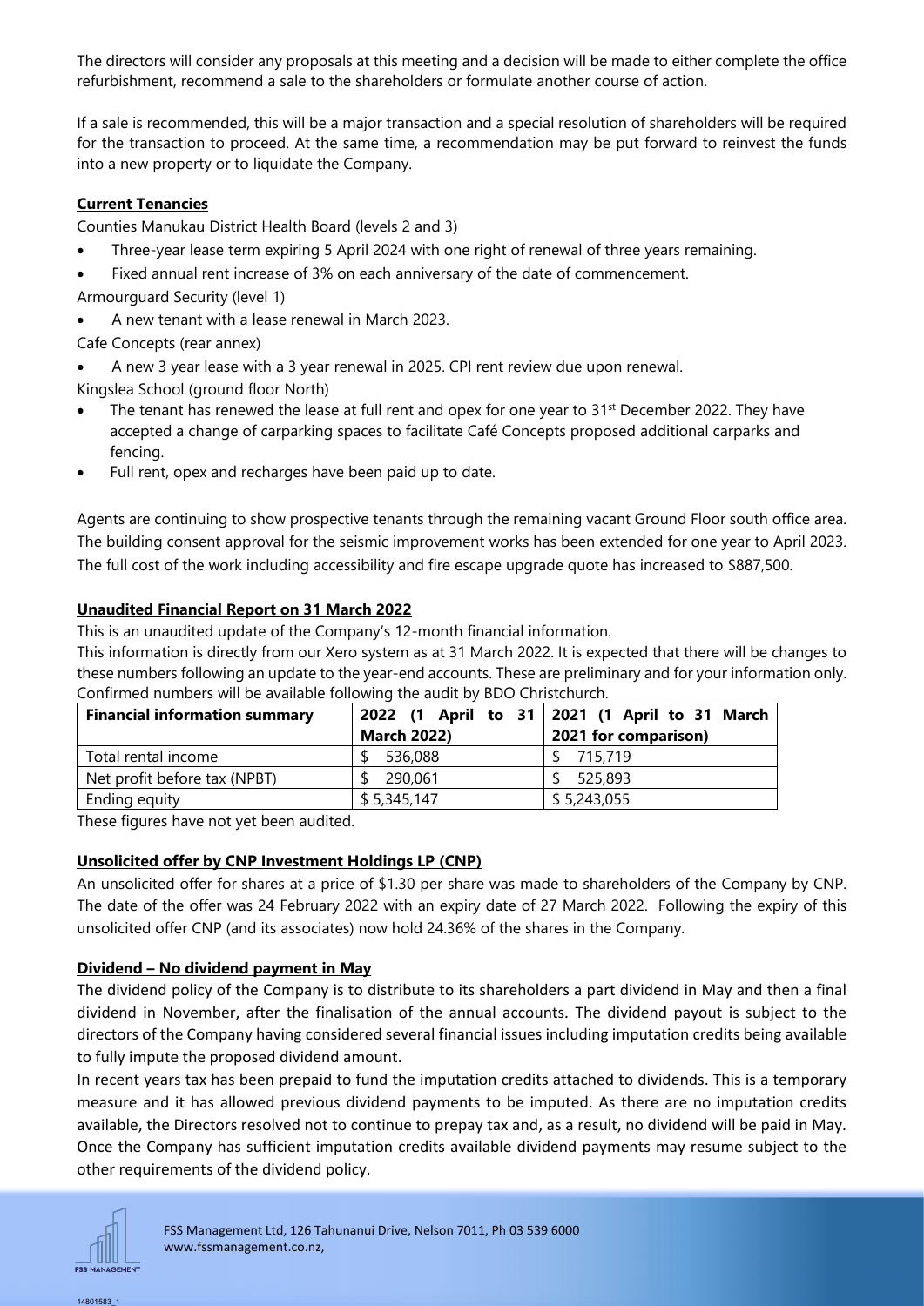The directors will consider any proposals at this meeting and a decision will be made to either complete the office refurbishment, recommend a sale to the shareholders or formulate another course of action.

If a sale is recommended, this will be a major transaction and a special resolution of shareholders will be required for the transaction to proceed. At the same time, a recommendation may be put forward to reinvest the funds into a new property or to liquidate the Company.

**Current Tenancies**

Counties Manukau District Health Board (levels 2 and 3)

- Three-year lease term expiring 5 April 2024 with one right of renewal of three years remaining.
- Fixed annual rent increase of 3% on each anniversary of the date of commencement.

Armourguard Security (level 1)

- A new tenant with a lease renewal in March 2023.

Cafe Concepts (rear annex)

- A new 3 year lease with a 3 year renewal in 2025. CPI rent review due upon renewal.

Kingslea School (ground floor North)

- The tenant has renewed the lease at full rent and opex for one year to 31st December 2022. They have accepted a change of carparking spaces to facilitate Café Concepts proposed additional carparks and fencing.
- Full rent, opex and recharges have been paid up to date.

Agents are continuing to show prospective tenants through the remaining vacant Ground Floor south office area. The building consent approval for the seismic improvement works has been extended for one year to April 2023. The full cost of the work including accessibility and fire escape upgrade quote has increased to $887,500.

**Unaudited Financial Report on 31 March 2022**

This is an unaudited update of the Company's 12-month financial information.

This information is directly from our Xero system as at 31 March 2022. It is expected that there will be changes to these numbers following an update to the year-end accounts. These are preliminary and for your information only. Confirmed numbers will be available following the audit by BDO Christchurch.

| Financial information summary | 2022 (1 April to 31 March 2022) | 2021 (1 April to 31 March 2021 for comparison) |
|---|---|---|
| Total rental income | $ 536,088 | $ 715,719 |
| Net profit before tax (NPBT) | $ 290,061 | $ 525,893 |
| Ending equity | $ 5,345,147 | $ 5,243,055 |

These figures have not yet been audited.

**Unsolicited offer by CNP Investment Holdings LP (CNP)**

An unsolicited offer for shares at a price of $1.30 per share was made to shareholders of the Company by CNP. The date of the offer was 24 February 2022 with an expiry date of 27 March 2022. Following the expiry of this unsolicited offer CNP (and its associates) now hold 24.36% of the shares in the Company.

**Dividend – No dividend payment in May**

The dividend policy of the Company is to distribute to its shareholders a part dividend in May and then a final dividend in November, after the finalisation of the annual accounts. The dividend payout is subject to the directors of the Company having considered several financial issues including imputation credits being available to fully impute the proposed dividend amount.

In recent years tax has been prepaid to fund the imputation credits attached to dividends. This is a temporary measure and it has allowed previous dividend payments to be imputed. As there are no imputation credits available, the Directors resolved not to continue to prepay tax and, as a result, no dividend will be paid in May. Once the Company has sufficient imputation credits available dividend payments may resume subject to the other requirements of the dividend policy.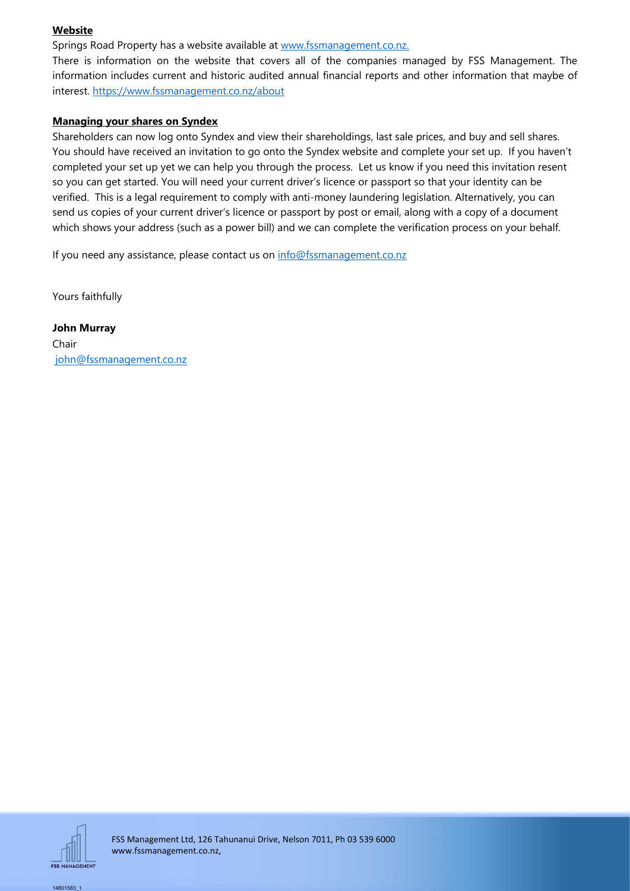**Website**

Springs Road Property has a website available at www.fssmanagement.co.nz.

There is information on the website that covers all of the companies managed by FSS Management. The information includes current and historic audited annual financial reports and other information that maybe of interest. https://www.fssmanagement.co.nz/about

**Managing your shares on Syndex**

Shareholders can now log onto Syndex and view their shareholdings, last sale prices, and buy and sell shares. You should have received an invitation to go onto the Syndex website and complete your set up. If you haven't completed your set up yet we can help you through the process. Let us know if you need this invitation resent so you can get started. You will need your current driver's licence or passport so that your identity can be verified. This is a legal requirement to comply with anti-money laundering legislation. Alternatively, you can send us copies of your current driver's licence or passport by post or email, along with a copy of a document which shows your address (such as a power bill) and we can complete the verification process on your behalf.

If you need any assistance, please contact us on info@fssmanagement.co.nz

Yours faithfully

**John Murray**
Chair
john@fssmanagement.co.nz

FSS Management Ltd, 126 Tahunanui Drive, Nelson 7011, Ph 03 539 6000
www.fssmanagement.co.nz,